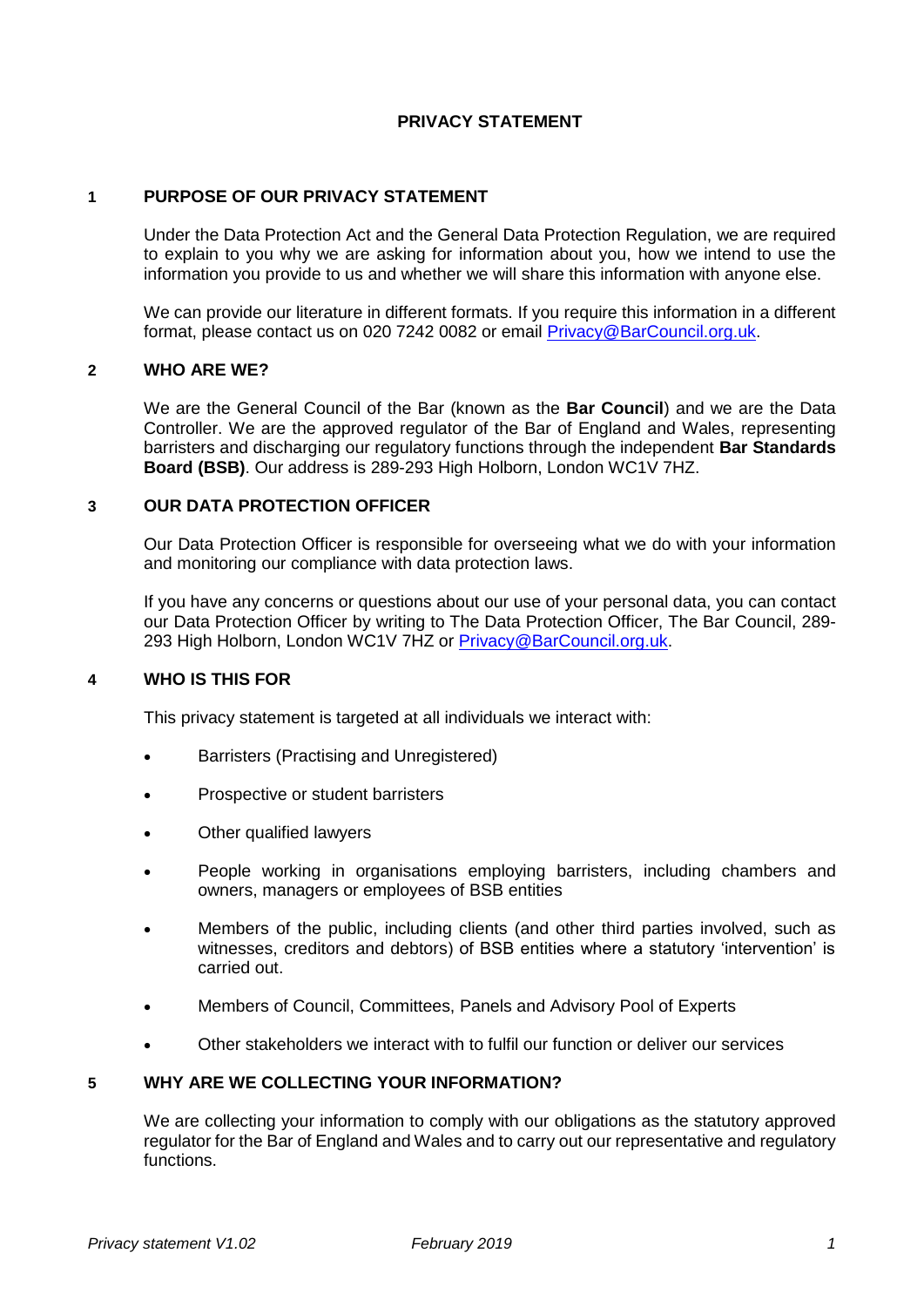# PRIVACY STATEMENT

## 1 PURPOSE OF OUR PRIVACY STATEMENT

Under the Data Protection Act and the General Data Protection Regulation, we are required to explain to you why we are asking for information about you, how we intend to use the information you provide to us and whether we will share this information with anyone else.

We can provide our literature in different formats. If you require this information in a different format, please contact us on 020 7242 0082 or email [Privacy@BarCouncil.org.uk](mailto:Privacy@BarCouncil.org.uk).

## 2 WHO ARE WE?

We are the General Council of the Bar (known as the **Bar Council**) and we are the Data Controller. We are the approved regulator of the Bar of England and Wales, representing barristers and discharging our regulatory functions through the independent **Bar Standards Board (BSB)**. Our address is 289-293 High Holborn, London WC1V 7HZ.

## 3 OUR DATA PROTECTION OFFICER

Our Data Protection Officer is responsible for overseeing what we do with your information and monitoring our compliance with data protection laws.

If you have any concerns or questions about our use of your personal data, you can contact our Data Protection Officer by writing to The Data Protection Officer, The Bar Council, 289-293 High Holborn, London WC1V 7HZ or [Privacy@BarCouncil.org.uk](mailto:Privacy@BarCouncil.org.uk).

## 4 WHO IS THIS FOR

This privacy statement is targeted at all individuals we interact with:

- Barristers (Practising and Unregistered)
- Prospective or student barristers
- Other qualified lawyers
- People working in organisations employing barristers, including chambers and owners, managers or employees of BSB entities
- Members of the public, including clients (and other third parties involved, such as witnesses, creditors and debtors) of BSB entities where a statutory 'intervention' is carried out.
- Members of Council, Committees, Panels and Advisory Pool of Experts
- Other stakeholders we interact with to fulfil our function or deliver our services

## 5 WHY ARE WE COLLECTING YOUR INFORMATION?

We are collecting your information to comply with our obligations as the statutory approved regulator for the Bar of England and Wales and to carry out our representative and regulatory functions.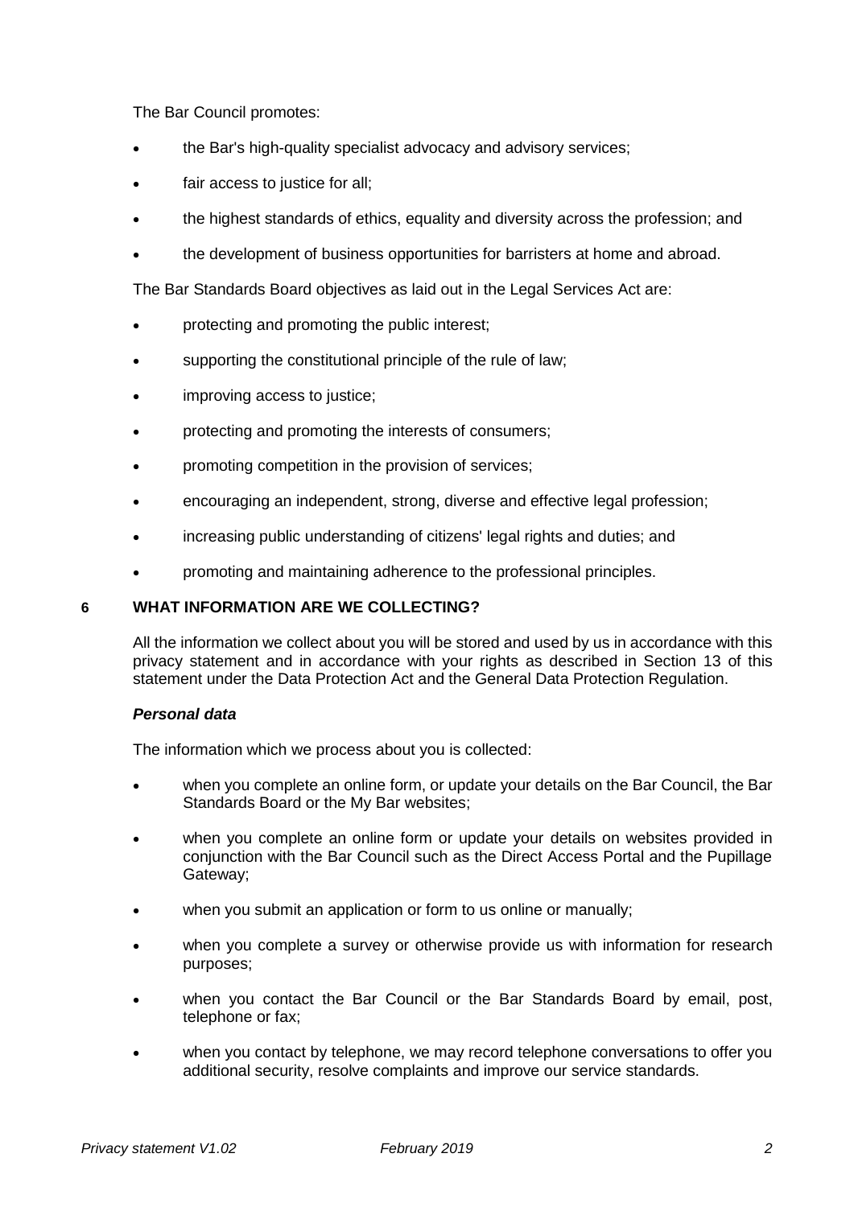The Bar Council promotes:

- the Bar's high-quality specialist advocacy and advisory services;
- fair access to justice for all;
- the highest standards of ethics, equality and diversity across the profession; and
- the development of business opportunities for barristers at home and abroad.

The Bar Standards Board objectives as laid out in the Legal Services Act are:

- protecting and promoting the public interest;
- supporting the constitutional principle of the rule of law;
- improving access to justice;
- protecting and promoting the interests of consumers;
- promoting competition in the provision of services;
- encouraging an independent, strong, diverse and effective legal profession;
- increasing public understanding of citizens' legal rights and duties; and
- promoting and maintaining adherence to the professional principles.

## 6 WHAT INFORMATION ARE WE COLLECTING?

All the information we collect about you will be stored and used by us in accordance with this privacy statement and in accordance with your rights as described in Section 13 of this statement under the Data Protection Act and the General Data Protection Regulation.

***Personal data***

The information which we process about you is collected:

- when you complete an online form, or update your details on the Bar Council, the Bar Standards Board or the My Bar websites;
- when you complete an online form or update your details on websites provided in conjunction with the Bar Council such as the Direct Access Portal and the Pupillage Gateway;
- when you submit an application or form to us online or manually;
- when you complete a survey or otherwise provide us with information for research purposes;
- when you contact the Bar Council or the Bar Standards Board by email, post, telephone or fax;
- when you contact by telephone, we may record telephone conversations to offer you additional security, resolve complaints and improve our service standards.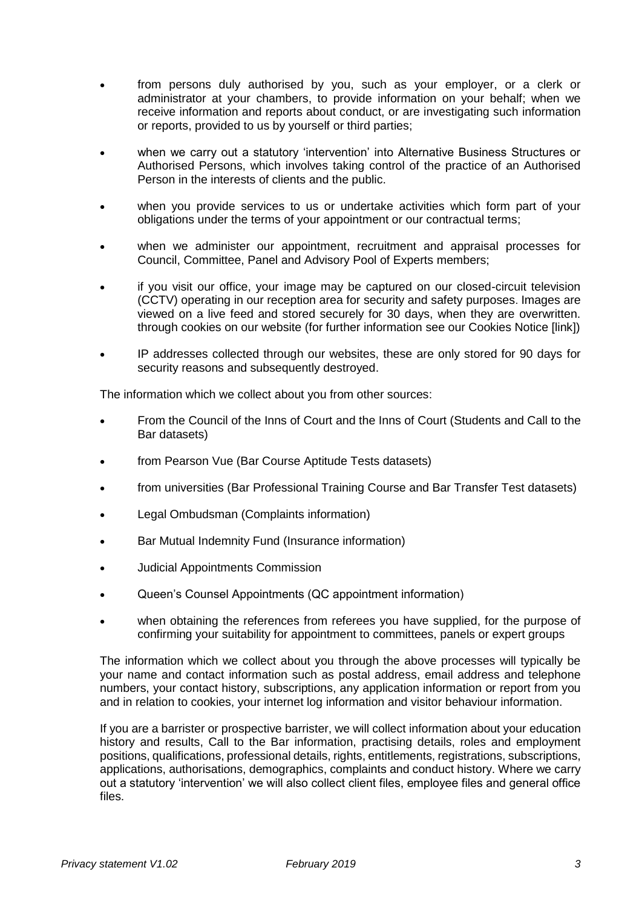- from persons duly authorised by you, such as your employer, or a clerk or administrator at your chambers, to provide information on your behalf; when we receive information and reports about conduct, or are investigating such information or reports, provided to us by yourself or third parties;
- when we carry out a statutory 'intervention' into Alternative Business Structures or Authorised Persons, which involves taking control of the practice of an Authorised Person in the interests of clients and the public.
- when you provide services to us or undertake activities which form part of your obligations under the terms of your appointment or our contractual terms;
- when we administer our appointment, recruitment and appraisal processes for Council, Committee, Panel and Advisory Pool of Experts members;
- if you visit our office, your image may be captured on our closed-circuit television (CCTV) operating in our reception area for security and safety purposes. Images are viewed on a live feed and stored securely for 30 days, when they are overwritten. through cookies on our website (for further information see our Cookies Notice [link])
- IP addresses collected through our websites, these are only stored for 90 days for security reasons and subsequently destroyed.

The information which we collect about you from other sources:

- From the Council of the Inns of Court and the Inns of Court (Students and Call to the Bar datasets)
- from Pearson Vue (Bar Course Aptitude Tests datasets)
- from universities (Bar Professional Training Course and Bar Transfer Test datasets)
- Legal Ombudsman (Complaints information)
- Bar Mutual Indemnity Fund (Insurance information)
- Judicial Appointments Commission
- Queen's Counsel Appointments (QC appointment information)
- when obtaining the references from referees you have supplied, for the purpose of confirming your suitability for appointment to committees, panels or expert groups

The information which we collect about you through the above processes will typically be your name and contact information such as postal address, email address and telephone numbers, your contact history, subscriptions, any application information or report from you and in relation to cookies, your internet log information and visitor behaviour information.

If you are a barrister or prospective barrister, we will collect information about your education history and results, Call to the Bar information, practising details, roles and employment positions, qualifications, professional details, rights, entitlements, registrations, subscriptions, applications, authorisations, demographics, complaints and conduct history. Where we carry out a statutory 'intervention' we will also collect client files, employee files and general office files.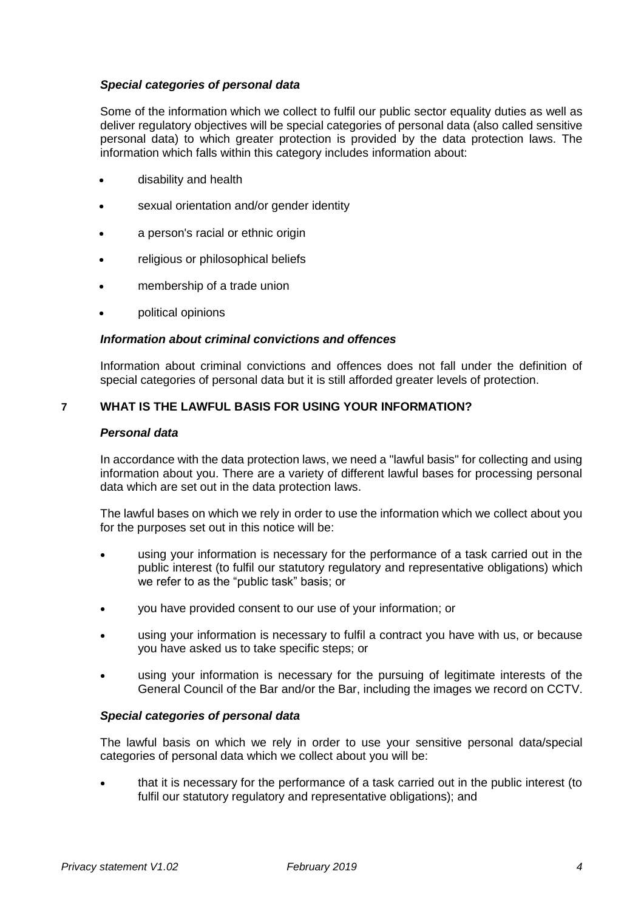### *Special categories of personal data*

Some of the information which we collect to fulfil our public sector equality duties as well as deliver regulatory objectives will be special categories of personal data (also called sensitive personal data) to which greater protection is provided by the data protection laws. The information which falls within this category includes information about:

- disability and health
- sexual orientation and/or gender identity
- a person's racial or ethnic origin
- religious or philosophical beliefs
- membership of a trade union
- political opinions

### *Information about criminal convictions and offences*

Information about criminal convictions and offences does not fall under the definition of special categories of personal data but it is still afforded greater levels of protection.

## 7 WHAT IS THE LAWFUL BASIS FOR USING YOUR INFORMATION?

### *Personal data*

In accordance with the data protection laws, we need a "lawful basis" for collecting and using information about you. There are a variety of different lawful bases for processing personal data which are set out in the data protection laws.

The lawful bases on which we rely in order to use the information which we collect about you for the purposes set out in this notice will be:

- using your information is necessary for the performance of a task carried out in the public interest (to fulfil our statutory regulatory and representative obligations) which we refer to as the "public task" basis; or
- you have provided consent to our use of your information; or
- using your information is necessary to fulfil a contract you have with us, or because you have asked us to take specific steps; or
- using your information is necessary for the pursuing of legitimate interests of the General Council of the Bar and/or the Bar, including the images we record on CCTV.

### *Special categories of personal data*

The lawful basis on which we rely in order to use your sensitive personal data/special categories of personal data which we collect about you will be:

- that it is necessary for the performance of a task carried out in the public interest (to fulfil our statutory regulatory and representative obligations); and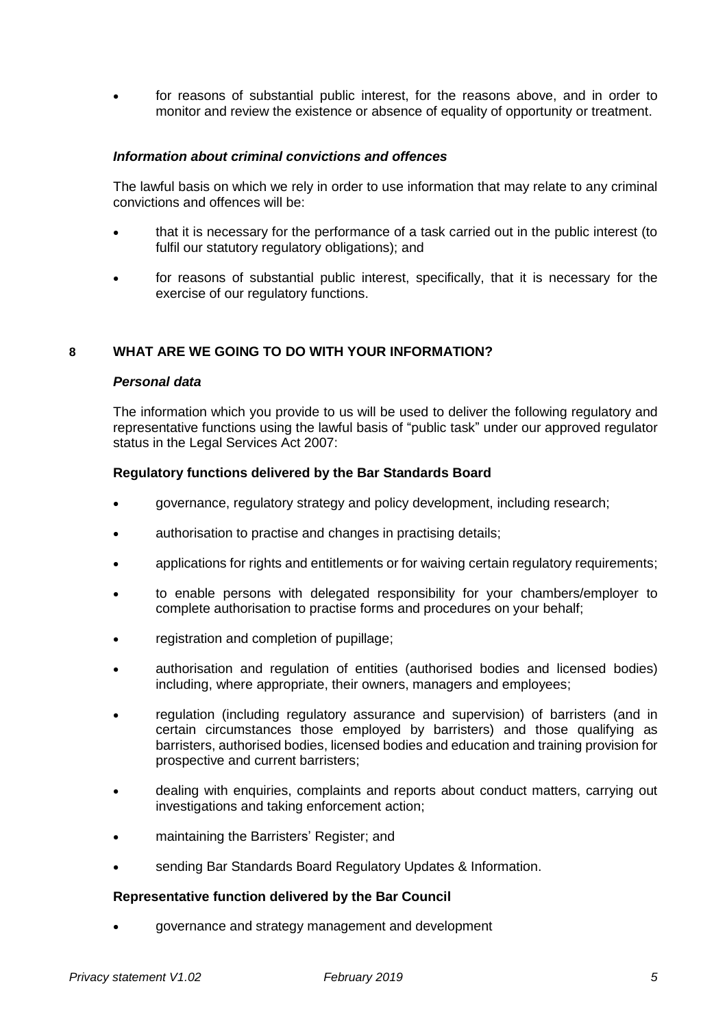- for reasons of substantial public interest, for the reasons above, and in order to monitor and review the existence or absence of equality of opportunity or treatment.

### *Information about criminal convictions and offences*

The lawful basis on which we rely in order to use information that may relate to any criminal convictions and offences will be:

- that it is necessary for the performance of a task carried out in the public interest (to fulfil our statutory regulatory obligations); and
- for reasons of substantial public interest, specifically, that it is necessary for the exercise of our regulatory functions.

## 8 WHAT ARE WE GOING TO DO WITH YOUR INFORMATION?

### *Personal data*

The information which you provide to us will be used to deliver the following regulatory and representative functions using the lawful basis of "public task" under our approved regulator status in the Legal Services Act 2007:

**Regulatory functions delivered by the Bar Standards Board**

- governance, regulatory strategy and policy development, including research;
- authorisation to practise and changes in practising details;
- applications for rights and entitlements or for waiving certain regulatory requirements;
- to enable persons with delegated responsibility for your chambers/employer to complete authorisation to practise forms and procedures on your behalf;
- registration and completion of pupillage;
- authorisation and regulation of entities (authorised bodies and licensed bodies) including, where appropriate, their owners, managers and employees;
- regulation (including regulatory assurance and supervision) of barristers (and in certain circumstances those employed by barristers) and those qualifying as barristers, authorised bodies, licensed bodies and education and training provision for prospective and current barristers;
- dealing with enquiries, complaints and reports about conduct matters, carrying out investigations and taking enforcement action;
- maintaining the Barristers' Register; and
- sending Bar Standards Board Regulatory Updates & Information.

**Representative function delivered by the Bar Council**

- governance and strategy management and development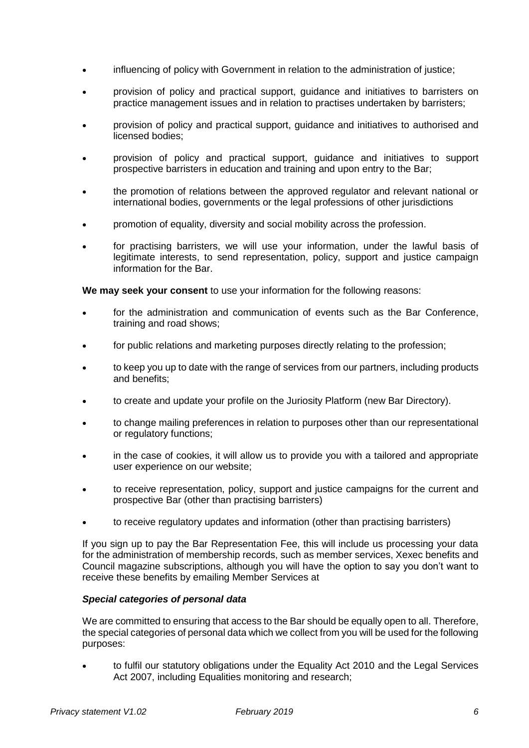- influencing of policy with Government in relation to the administration of justice;
- provision of policy and practical support, guidance and initiatives to barristers on practice management issues and in relation to practises undertaken by barristers;
- provision of policy and practical support, guidance and initiatives to authorised and licensed bodies;
- provision of policy and practical support, guidance and initiatives to support prospective barristers in education and training and upon entry to the Bar;
- the promotion of relations between the approved regulator and relevant national or international bodies, governments or the legal professions of other jurisdictions
- promotion of equality, diversity and social mobility across the profession.
- for practising barristers, we will use your information, under the lawful basis of legitimate interests, to send representation, policy, support and justice campaign information for the Bar.

**We may seek your consent** to use your information for the following reasons:

- for the administration and communication of events such as the Bar Conference, training and road shows;
- for public relations and marketing purposes directly relating to the profession;
- to keep you up to date with the range of services from our partners, including products and benefits;
- to create and update your profile on the Juriosity Platform (new Bar Directory).
- to change mailing preferences in relation to purposes other than our representational or regulatory functions;
- in the case of cookies, it will allow us to provide you with a tailored and appropriate user experience on our website;
- to receive representation, policy, support and justice campaigns for the current and prospective Bar (other than practising barristers)
- to receive regulatory updates and information (other than practising barristers)

If you sign up to pay the Bar Representation Fee, this will include us processing your data for the administration of membership records, such as member services, Xexec benefits and Council magazine subscriptions, although you will have the option to say you don't want to receive these benefits by emailing Member Services at

***Special categories of personal data***

We are committed to ensuring that access to the Bar should be equally open to all. Therefore, the special categories of personal data which we collect from you will be used for the following purposes:

- to fulfil our statutory obligations under the Equality Act 2010 and the Legal Services Act 2007, including Equalities monitoring and research;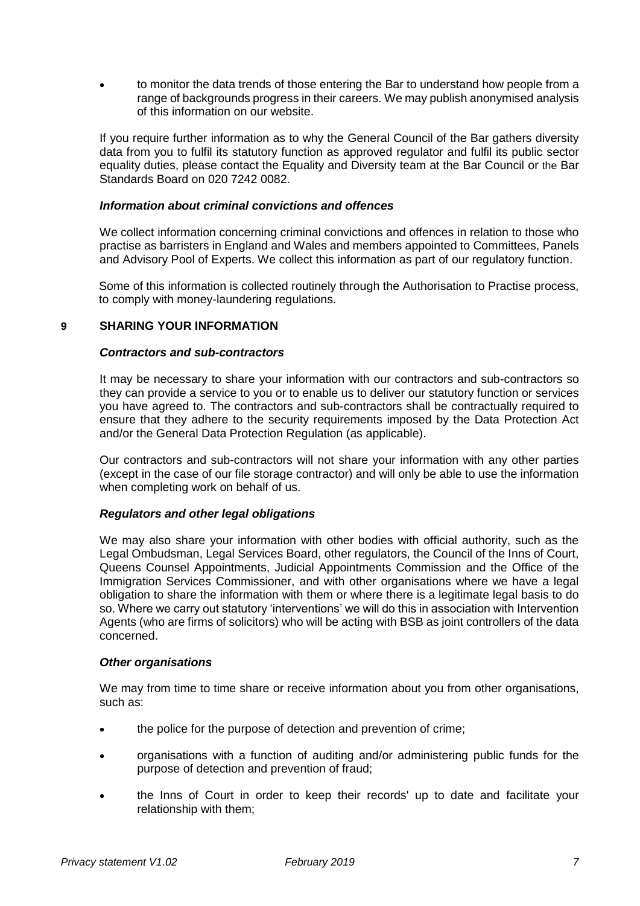- to monitor the data trends of those entering the Bar to understand how people from a range of backgrounds progress in their careers. We may publish anonymised analysis of this information on our website.

If you require further information as to why the General Council of the Bar gathers diversity data from you to fulfil its statutory function as approved regulator and fulfil its public sector equality duties, please contact the Equality and Diversity team at the Bar Council or the Bar Standards Board on 020 7242 0082.

***Information about criminal convictions and offences***

We collect information concerning criminal convictions and offences in relation to those who practise as barristers in England and Wales and members appointed to Committees, Panels and Advisory Pool of Experts. We collect this information as part of our regulatory function.

Some of this information is collected routinely through the Authorisation to Practise process, to comply with money-laundering regulations.

## 9 SHARING YOUR INFORMATION

***Contractors and sub-contractors***

It may be necessary to share your information with our contractors and sub-contractors so they can provide a service to you or to enable us to deliver our statutory function or services you have agreed to. The contractors and sub-contractors shall be contractually required to ensure that they adhere to the security requirements imposed by the Data Protection Act and/or the General Data Protection Regulation (as applicable).

Our contractors and sub-contractors will not share your information with any other parties (except in the case of our file storage contractor) and will only be able to use the information when completing work on behalf of us.

***Regulators and other legal obligations***

We may also share your information with other bodies with official authority, such as the Legal Ombudsman, Legal Services Board, other regulators, the Council of the Inns of Court, Queens Counsel Appointments, Judicial Appointments Commission and the Office of the Immigration Services Commissioner, and with other organisations where we have a legal obligation to share the information with them or where there is a legitimate legal basis to do so. Where we carry out statutory 'interventions' we will do this in association with Intervention Agents (who are firms of solicitors) who will be acting with BSB as joint controllers of the data concerned.

***Other organisations***

We may from time to time share or receive information about you from other organisations, such as:

- the police for the purpose of detection and prevention of crime;
- organisations with a function of auditing and/or administering public funds for the purpose of detection and prevention of fraud;
- the Inns of Court in order to keep their records' up to date and facilitate your relationship with them;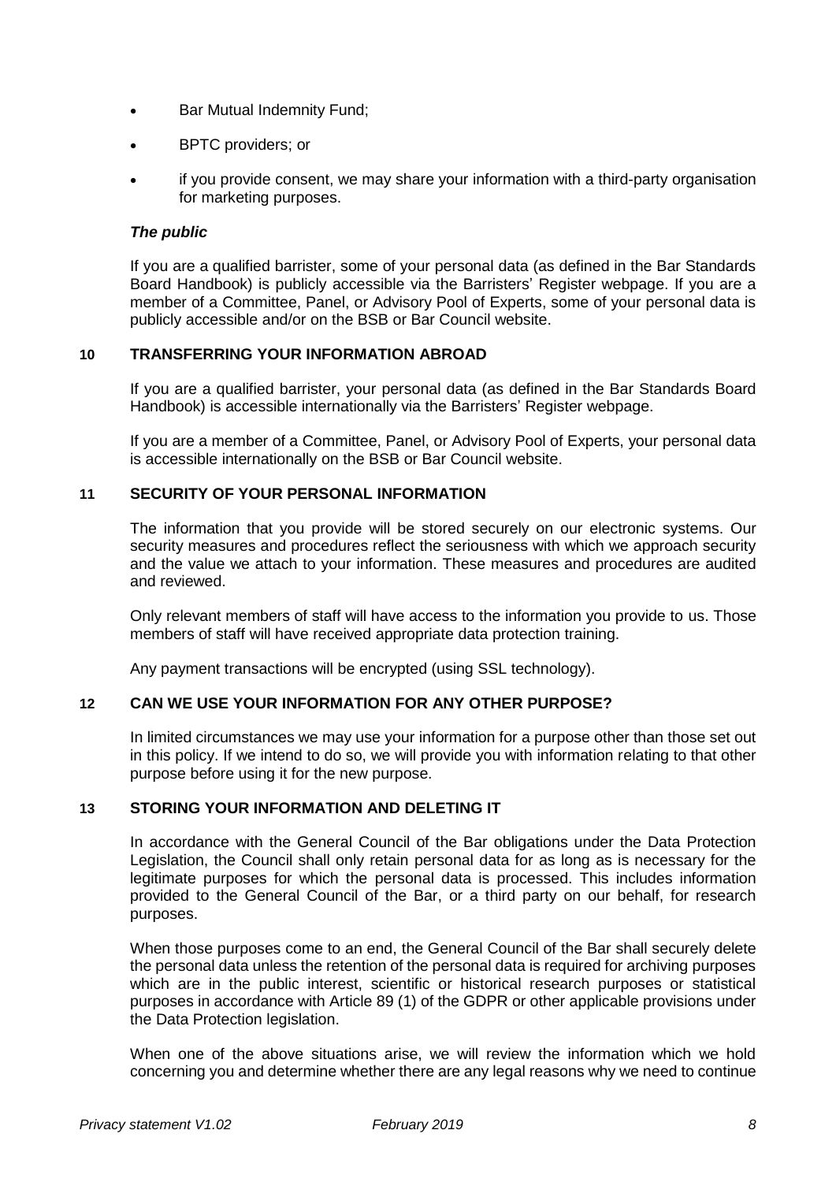- Bar Mutual Indemnity Fund;
- BPTC providers; or
- if you provide consent, we may share your information with a third-party organisation for marketing purposes.

***The public***

If you are a qualified barrister, some of your personal data (as defined in the Bar Standards Board Handbook) is publicly accessible via the Barristers' Register webpage. If you are a member of a Committee, Panel, or Advisory Pool of Experts, some of your personal data is publicly accessible and/or on the BSB or Bar Council website.

## 10 TRANSFERRING YOUR INFORMATION ABROAD

If you are a qualified barrister, your personal data (as defined in the Bar Standards Board Handbook) is accessible internationally via the Barristers' Register webpage.

If you are a member of a Committee, Panel, or Advisory Pool of Experts, your personal data is accessible internationally on the BSB or Bar Council website.

## 11 SECURITY OF YOUR PERSONAL INFORMATION

The information that you provide will be stored securely on our electronic systems. Our security measures and procedures reflect the seriousness with which we approach security and the value we attach to your information. These measures and procedures are audited and reviewed.

Only relevant members of staff will have access to the information you provide to us. Those members of staff will have received appropriate data protection training.

Any payment transactions will be encrypted (using SSL technology).

## 12 CAN WE USE YOUR INFORMATION FOR ANY OTHER PURPOSE?

In limited circumstances we may use your information for a purpose other than those set out in this policy. If we intend to do so, we will provide you with information relating to that other purpose before using it for the new purpose.

## 13 STORING YOUR INFORMATION AND DELETING IT

In accordance with the General Council of the Bar obligations under the Data Protection Legislation, the Council shall only retain personal data for as long as is necessary for the legitimate purposes for which the personal data is processed. This includes information provided to the General Council of the Bar, or a third party on our behalf, for research purposes.

When those purposes come to an end, the General Council of the Bar shall securely delete the personal data unless the retention of the personal data is required for archiving purposes which are in the public interest, scientific or historical research purposes or statistical purposes in accordance with Article 89 (1) of the GDPR or other applicable provisions under the Data Protection legislation.

When one of the above situations arise, we will review the information which we hold concerning you and determine whether there are any legal reasons why we need to continue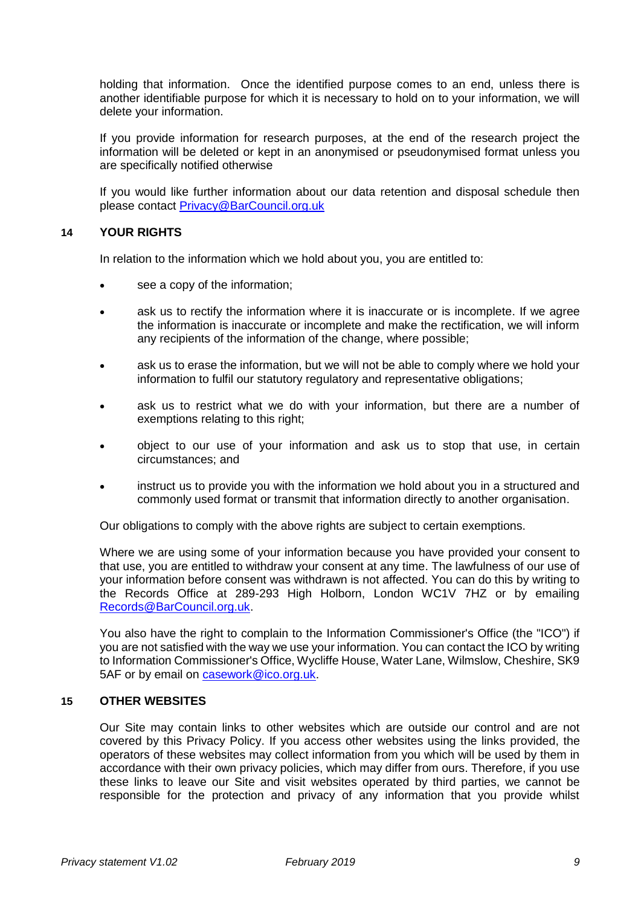holding that information. Once the identified purpose comes to an end, unless there is another identifiable purpose for which it is necessary to hold on to your information, we will delete your information.

If you provide information for research purposes, at the end of the research project the information will be deleted or kept in an anonymised or pseudonymised format unless you are specifically notified otherwise

If you would like further information about our data retention and disposal schedule then please contact Privacy@BarCouncil.org.uk

## 14 YOUR RIGHTS

In relation to the information which we hold about you, you are entitled to:

- see a copy of the information;
- ask us to rectify the information where it is inaccurate or is incomplete. If we agree the information is inaccurate or incomplete and make the rectification, we will inform any recipients of the information of the change, where possible;
- ask us to erase the information, but we will not be able to comply where we hold your information to fulfil our statutory regulatory and representative obligations;
- ask us to restrict what we do with your information, but there are a number of exemptions relating to this right;
- object to our use of your information and ask us to stop that use, in certain circumstances; and
- instruct us to provide you with the information we hold about you in a structured and commonly used format or transmit that information directly to another organisation.

Our obligations to comply with the above rights are subject to certain exemptions.

Where we are using some of your information because you have provided your consent to that use, you are entitled to withdraw your consent at any time. The lawfulness of our use of your information before consent was withdrawn is not affected. You can do this by writing to the Records Office at 289-293 High Holborn, London WC1V 7HZ or by emailing Records@BarCouncil.org.uk.

You also have the right to complain to the Information Commissioner's Office (the "ICO") if you are not satisfied with the way we use your information. You can contact the ICO by writing to Information Commissioner's Office, Wycliffe House, Water Lane, Wilmslow, Cheshire, SK9 5AF or by email on casework@ico.org.uk.

## 15 OTHER WEBSITES

Our Site may contain links to other websites which are outside our control and are not covered by this Privacy Policy. If you access other websites using the links provided, the operators of these websites may collect information from you which will be used by them in accordance with their own privacy policies, which may differ from ours. Therefore, if you use these links to leave our Site and visit websites operated by third parties, we cannot be responsible for the protection and privacy of any information that you provide whilst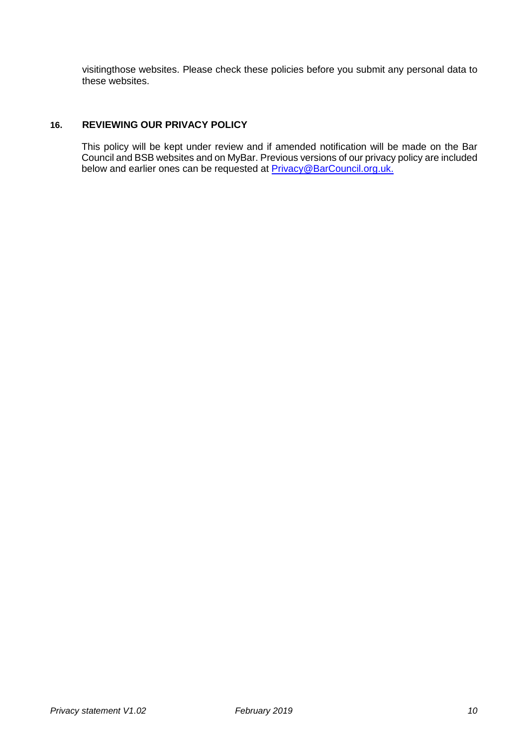visitingthose websites. Please check these policies before you submit any personal data to these websites.

## 16. REVIEWING OUR PRIVACY POLICY

This policy will be kept under review and if amended notification will be made on the Bar Council and BSB websites and on MyBar. Previous versions of our privacy policy are included below and earlier ones can be requested at [Privacy@BarCouncil.org.uk.](mailto:Privacy@BarCouncil.org.uk)